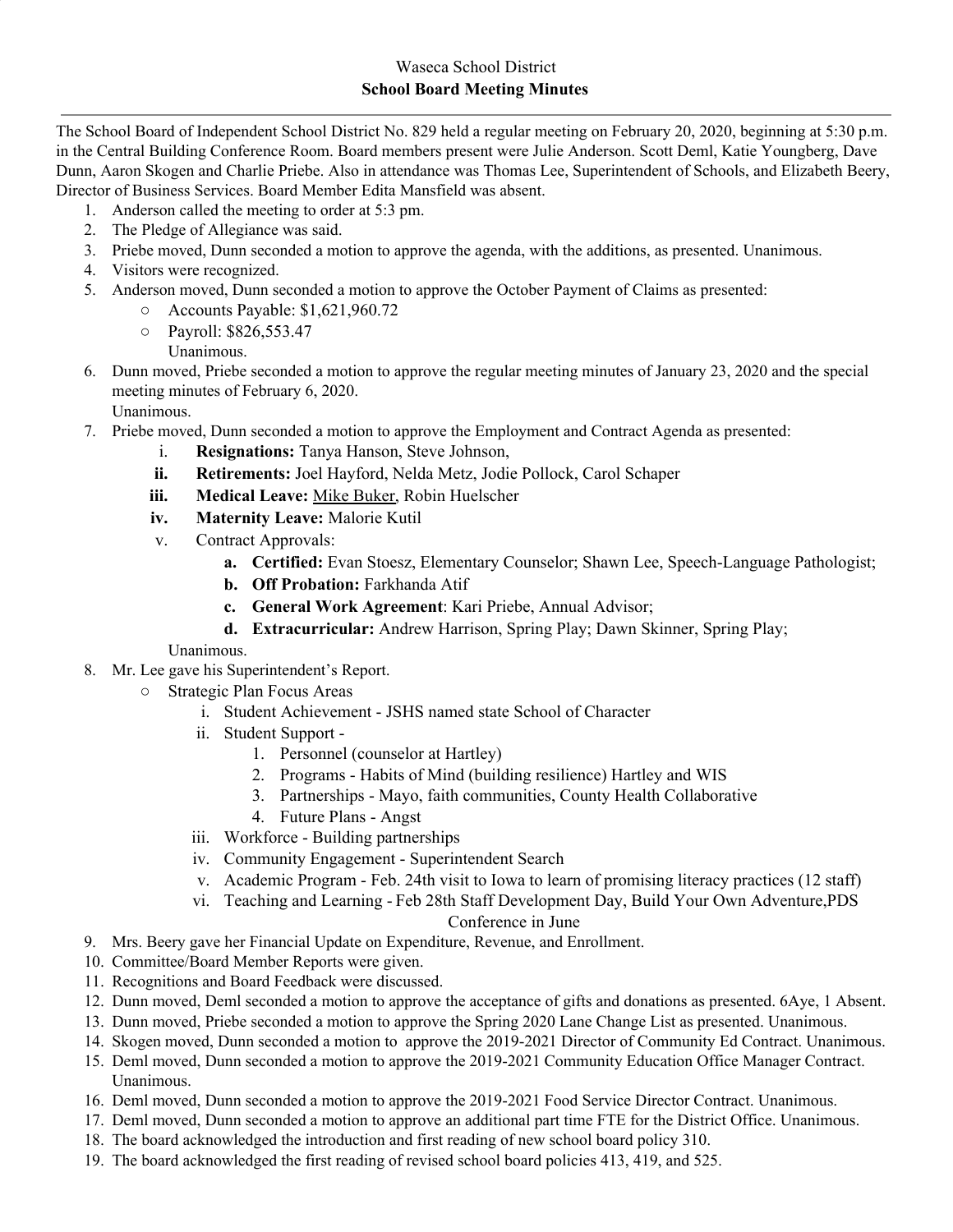Waseca School District

**School Board Meeting Minutes**

---

The School Board of Independent School District No. 829 held a regular meeting on February 20, 2020, beginning at 5:30 p.m. in the Central Building Conference Room. Board members present were Julie Anderson. Scott Deml, Katie Youngberg, Dave Dunn, Aaron Skogen and Charlie Priebe. Also in attendance was Thomas Lee, Superintendent of Schools, and Elizabeth Beery, Director of Business Services. Board Member Edita Mansfield was absent.

1. Anderson called the meeting to order at 5:3 pm.
2. The Pledge of Allegiance was said.
3. Priebe moved, Dunn seconded a motion to approve the agenda, with the additions, as presented. Unanimous.
4. Visitors were recognized.
5. Anderson moved, Dunn seconded a motion to approve the October Payment of Claims as presented:
   - Accounts Payable: $1,621,960.72
   - Payroll: $826,553.47

   Unanimous.
6. Dunn moved, Priebe seconded a motion to approve the regular meeting minutes of January 23, 2020 and the special meeting minutes of February 6, 2020.
   Unanimous.
7. Priebe moved, Dunn seconded a motion to approve the Employment and Contract Agenda as presented:
   - i. **Resignations:** Tanya Hanson, Steve Johnson,
   - ii. **Retirements:** Joel Hayford, Nelda Metz, Jodie Pollock, Carol Schaper
   - iii. **Medical Leave:** Mike Buker, Robin Huelscher
   - iv. **Maternity Leave:** Malorie Kutil
   - v. Contract Approvals:
     - a. **Certified:** Evan Stoesz, Elementary Counselor; Shawn Lee, Speech-Language Pathologist;
     - b. **Off Probation:** Farkhanda Atif
     - c. **General Work Agreement**: Kari Priebe, Annual Advisor;
     - d. **Extracurricular:** Andrew Harrison, Spring Play; Dawn Skinner, Spring Play;

   Unanimous.
8. Mr. Lee gave his Superintendent's Report.
   - Strategic Plan Focus Areas
     - i. Student Achievement - JSHS named state School of Character
     - ii. Student Support -
       1. Personnel (counselor at Hartley)
       2. Programs - Habits of Mind (building resilience) Hartley and WIS
       3. Partnerships - Mayo, faith communities, County Health Collaborative
       4. Future Plans - Angst
     - iii. Workforce - Building partnerships
     - iv. Community Engagement - Superintendent Search
     - v. Academic Program - Feb. 24th visit to Iowa to learn of promising literacy practices (12 staff)
     - vi. Teaching and Learning - Feb 28th Staff Development Day, Build Your Own Adventure,PDS Conference in June
9. Mrs. Beery gave her Financial Update on Expenditure, Revenue, and Enrollment.
10. Committee/Board Member Reports were given.
11. Recognitions and Board Feedback were discussed.
12. Dunn moved, Deml seconded a motion to approve the acceptance of gifts and donations as presented. 6Aye, 1 Absent.
13. Dunn moved, Priebe seconded a motion to approve the Spring 2020 Lane Change List as presented. Unanimous.
14. Skogen moved, Dunn seconded a motion to approve the 2019-2021 Director of Community Ed Contract. Unanimous.
15. Deml moved, Dunn seconded a motion to approve the 2019-2021 Community Education Office Manager Contract. Unanimous.
16. Deml moved, Dunn seconded a motion to approve the 2019-2021 Food Service Director Contract. Unanimous.
17. Deml moved, Dunn seconded a motion to approve an additional part time FTE for the District Office. Unanimous.
18. The board acknowledged the introduction and first reading of new school board policy 310.
19. The board acknowledged the first reading of revised school board policies 413, 419, and 525.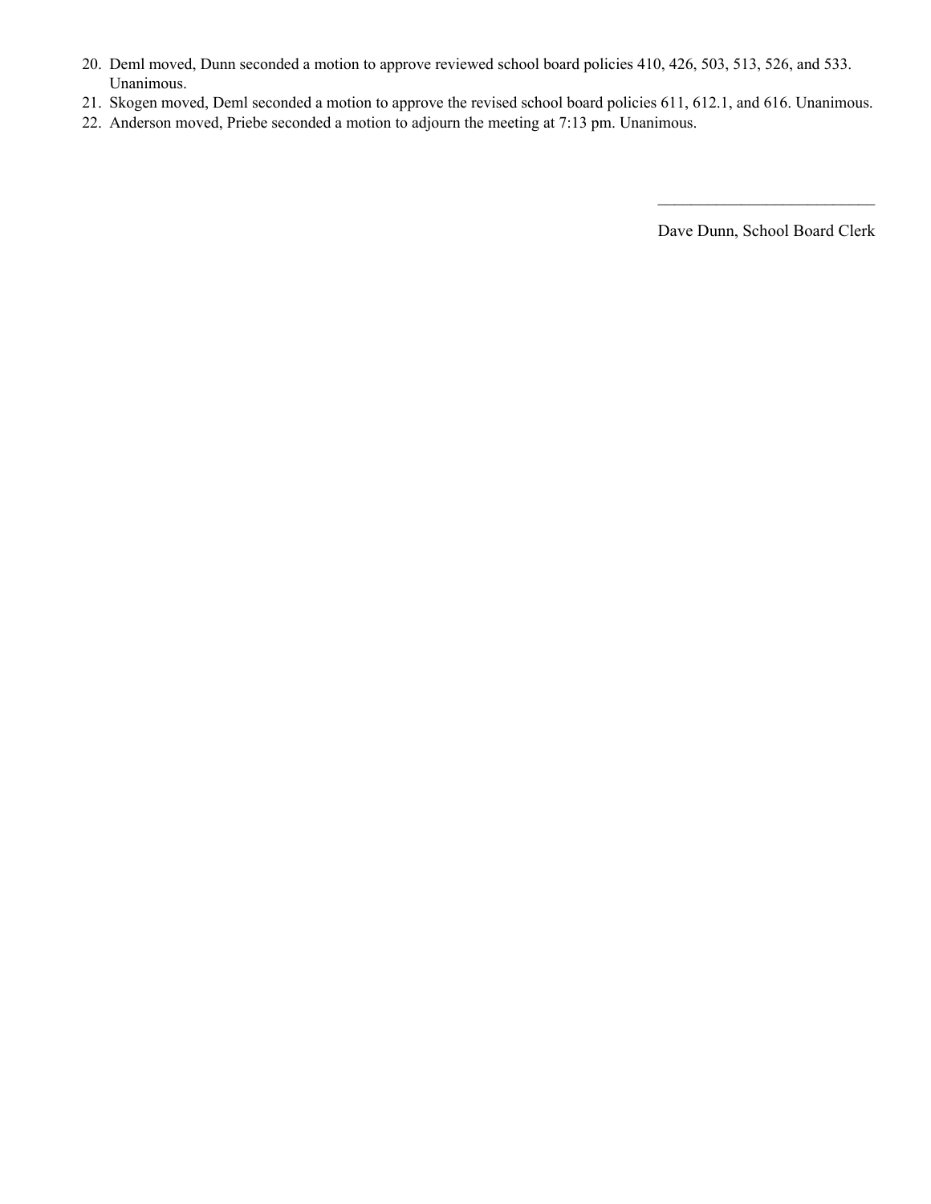20. Deml moved, Dunn seconded a motion to approve reviewed school board policies 410, 426, 503, 513, 526, and 533. Unanimous.
21. Skogen moved, Deml seconded a motion to approve the revised school board policies 611, 612.1, and 616. Unanimous.
22. Anderson moved, Priebe seconded a motion to adjourn the meeting at 7:13 pm. Unanimous.

\_\_\_\_\_\_\_\_\_\_\_\_\_\_\_\_\_\_\_\_\_\_\_\_\_\_\_\_

Dave Dunn, School Board Clerk